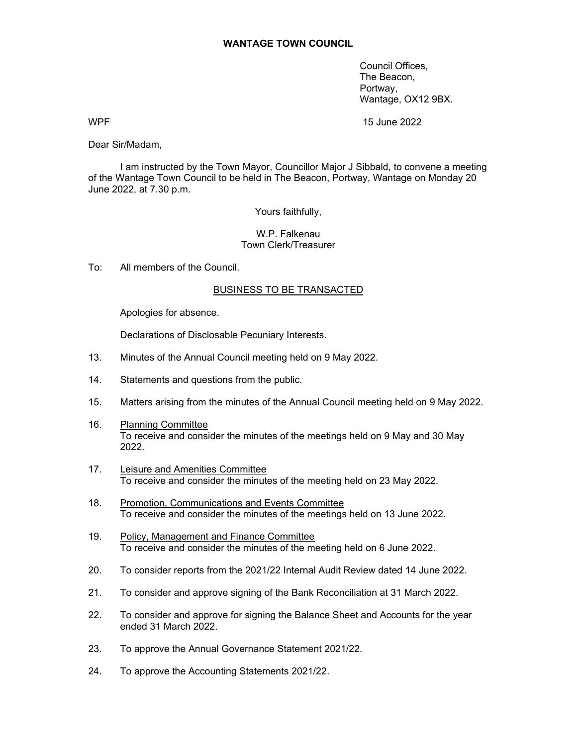# WANTAGE TOWN COUNCIL

Council Offices,
The Beacon,
Portway,
Wantage, OX12 9BX.

WPF

15 June 2022

Dear Sir/Madam,

I am instructed by the Town Mayor, Councillor Major J Sibbald, to convene a meeting of the Wantage Town Council to be held in The Beacon, Portway, Wantage on Monday 20 June 2022, at 7.30 p.m.

Yours faithfully,

W.P. Falkenau
Town Clerk/Treasurer

To: All members of the Council.

## BUSINESS TO BE TRANSACTED

Apologies for absence.

Declarations of Disclosable Pecuniary Interests.

13. Minutes of the Annual Council meeting held on 9 May 2022.

14. Statements and questions from the public.

15. Matters arising from the minutes of the Annual Council meeting held on 9 May 2022.

16. Planning Committee
    To receive and consider the minutes of the meetings held on 9 May and 30 May 2022.

17. Leisure and Amenities Committee
    To receive and consider the minutes of the meeting held on 23 May 2022.

18. Promotion, Communications and Events Committee
    To receive and consider the minutes of the meetings held on 13 June 2022.

19. Policy, Management and Finance Committee
    To receive and consider the minutes of the meeting held on 6 June 2022.

20. To consider reports from the 2021/22 Internal Audit Review dated 14 June 2022.

21. To consider and approve signing of the Bank Reconciliation at 31 March 2022.

22. To consider and approve for signing the Balance Sheet and Accounts for the year ended 31 March 2022.

23. To approve the Annual Governance Statement 2021/22.

24. To approve the Accounting Statements 2021/22.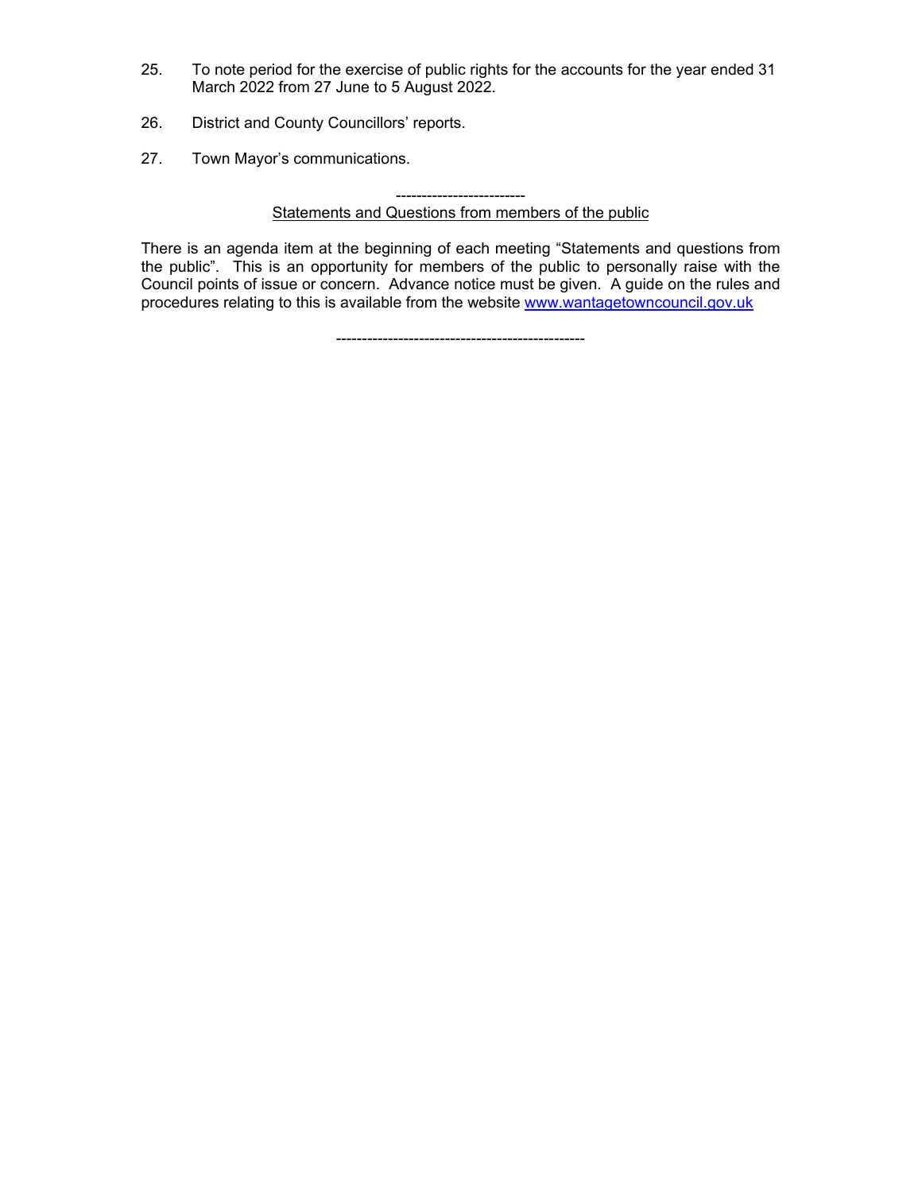25. To note period for the exercise of public rights for the accounts for the year ended 31 March 2022 from 27 June to 5 August 2022.

26. District and County Councillors' reports.

27. Town Mayor's communications.

-------------------------

Statements and Questions from members of the public

There is an agenda item at the beginning of each meeting "Statements and questions from the public". This is an opportunity for members of the public to personally raise with the Council points of issue or concern. Advance notice must be given. A guide on the rules and procedures relating to this is available from the website [www.wantagetowncouncil.gov.uk](http://www.wantagetowncouncil.gov.uk)

-----------------------------------------------